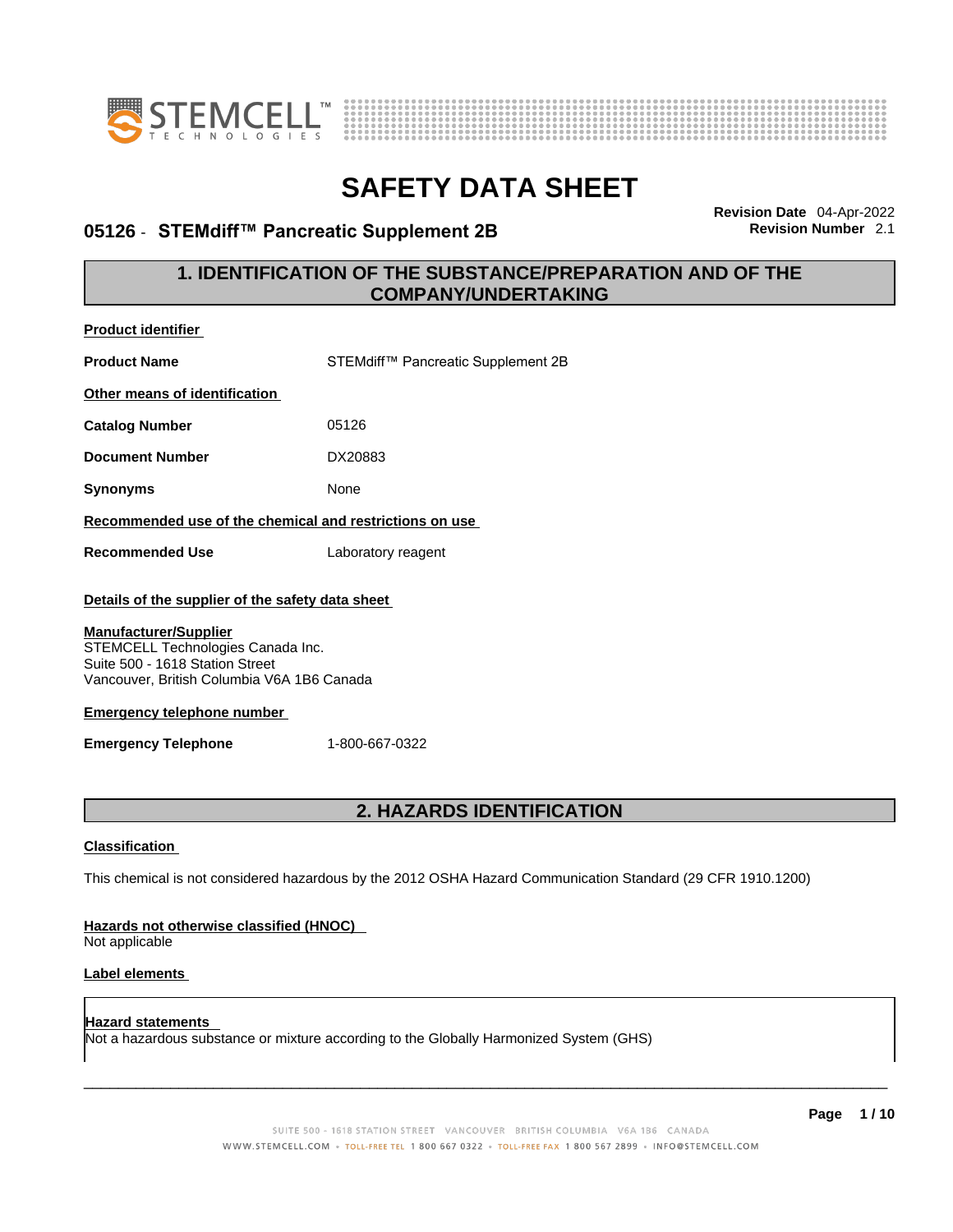# SAFETY DATA SHEET

**05126 - STEMdiff™ Pancreatic Supplement 2B**

**Revision Date** 04-Apr-2022
**Revision Number** 2.1

## 1. IDENTIFICATION OF THE SUBSTANCE/PREPARATION AND OF THE COMPANY/UNDERTAKING

**Product identifier**

| | |
|---|---|
| **Product Name** | STEMdiff™ Pancreatic Supplement 2B |

**Other means of identification**

| | |
|---|---|
| **Catalog Number** | 05126 |
| **Document Number** | DX20883 |
| **Synonyms** | None |

**Recommended use of the chemical and restrictions on use**

| | |
|---|---|
| **Recommended Use** | Laboratory reagent |

**Details of the supplier of the safety data sheet**

**Manufacturer/Supplier**
STEMCELL Technologies Canada Inc.
Suite 500 - 1618 Station Street
Vancouver, British Columbia V6A 1B6 Canada

**Emergency telephone number**

| | |
|---|---|
| **Emergency Telephone** | 1-800-667-0322 |

## 2. HAZARDS IDENTIFICATION

**Classification**

This chemical is not considered hazardous by the 2012 OSHA Hazard Communication Standard (29 CFR 1910.1200)

**Hazards not otherwise classified (HNOC)**
Not applicable

**Label elements**

**Hazard statements**
Not a hazardous substance or mixture according to the Globally Harmonized System (GHS)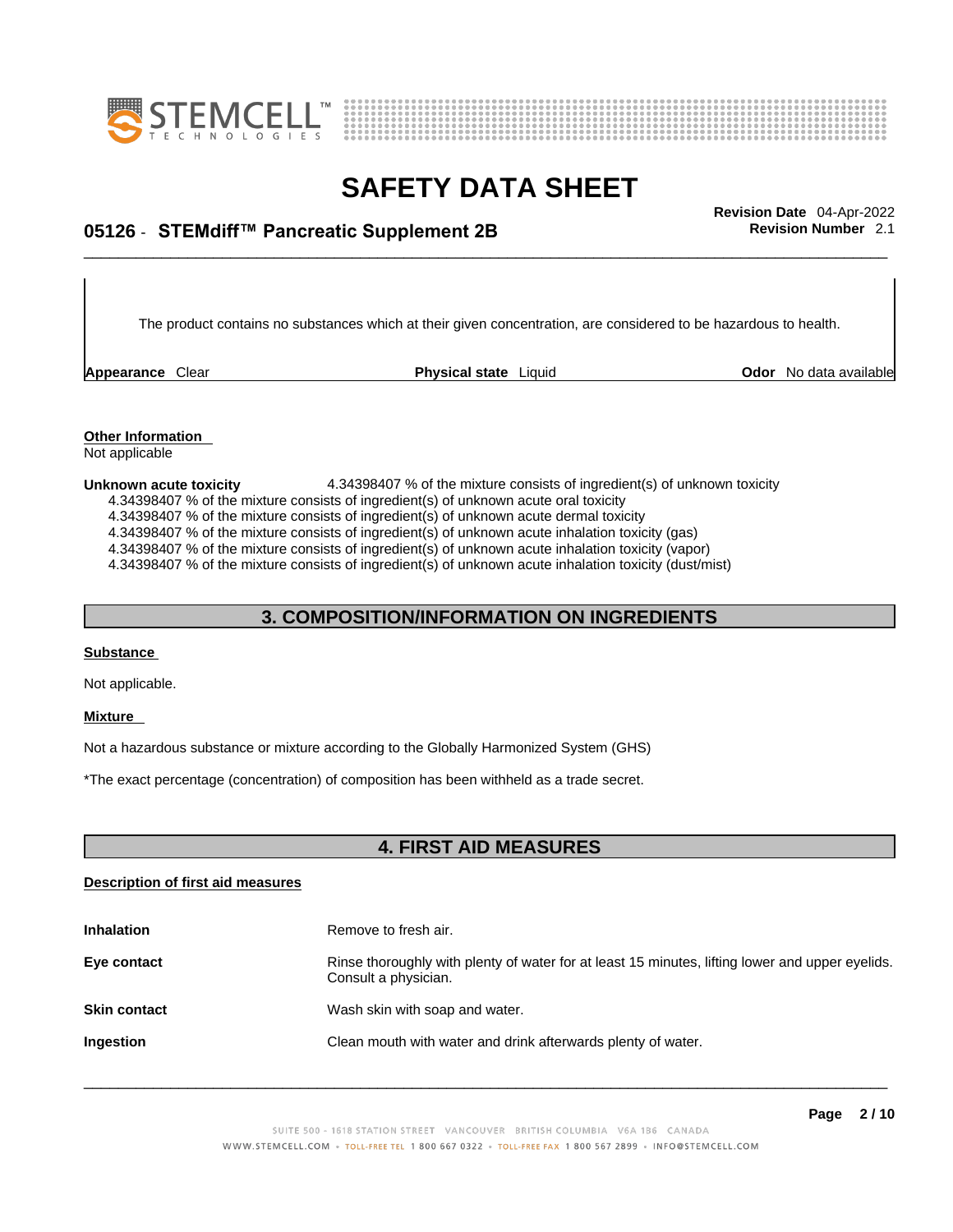The product contains no substances which at their given concentration, are considered to be hazardous to health.

| **Appearance** Clear | **Physical state** Liquid | **Odor** No data available |
|---|---|---|

**Other Information**
Not applicable

**Unknown acute toxicity** 4.34398407 % of the mixture consists of ingredient(s) of unknown toxicity
4.34398407 % of the mixture consists of ingredient(s) of unknown acute oral toxicity
4.34398407 % of the mixture consists of ingredient(s) of unknown acute dermal toxicity
4.34398407 % of the mixture consists of ingredient(s) of unknown acute inhalation toxicity (gas)
4.34398407 % of the mixture consists of ingredient(s) of unknown acute inhalation toxicity (vapor)
4.34398407 % of the mixture consists of ingredient(s) of unknown acute inhalation toxicity (dust/mist)

## 3. COMPOSITION/INFORMATION ON INGREDIENTS

**Substance**

Not applicable.

**Mixture**

Not a hazardous substance or mixture according to the Globally Harmonized System (GHS)

*The exact percentage (concentration) of composition has been withheld as a trade secret.

## 4. FIRST AID MEASURES

**Description of first aid measures**

| | |
|---|---|
| **Inhalation** | Remove to fresh air. |
| **Eye contact** | Rinse thoroughly with plenty of water for at least 15 minutes, lifting lower and upper eyelids. Consult a physician. |
| **Skin contact** | Wash skin with soap and water. |
| **Ingestion** | Clean mouth with water and drink afterwards plenty of water. |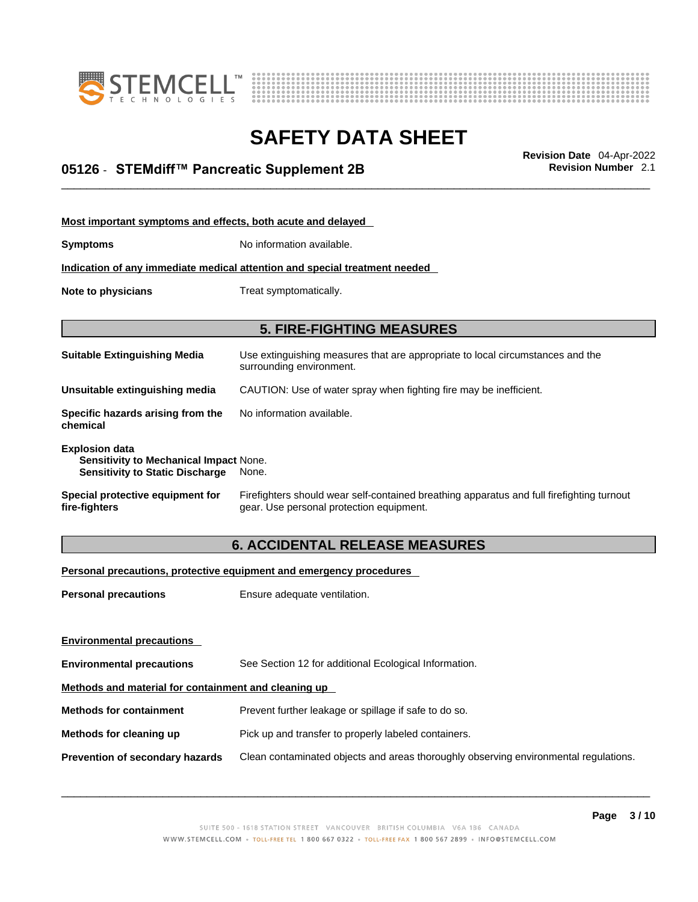**Most important symptoms and effects, both acute and delayed**

**Symptoms** No information available.

**Indication of any immediate medical attention and special treatment needed**

**Note to physicians** Treat symptomatically.

## 5. FIRE-FIGHTING MEASURES

**Suitable Extinguishing Media** Use extinguishing measures that are appropriate to local circumstances and the surrounding environment.

**Unsuitable extinguishing media** CAUTION: Use of water spray when fighting fire may be inefficient.

**Specific hazards arising from the chemical** No information available.

**Explosion data**
**Sensitivity to Mechanical Impact** None.
**Sensitivity to Static Discharge** None.

**Special protective equipment for fire-fighters** Firefighters should wear self-contained breathing apparatus and full firefighting turnout gear. Use personal protection equipment.

## 6. ACCIDENTAL RELEASE MEASURES

**Personal precautions, protective equipment and emergency procedures**

**Personal precautions** Ensure adequate ventilation.

**Environmental precautions**

**Environmental precautions** See Section 12 for additional Ecological Information.

**Methods and material for containment and cleaning up**

**Methods for containment** Prevent further leakage or spillage if safe to do so.

**Methods for cleaning up** Pick up and transfer to properly labeled containers.

**Prevention of secondary hazards** Clean contaminated objects and areas thoroughly observing environmental regulations.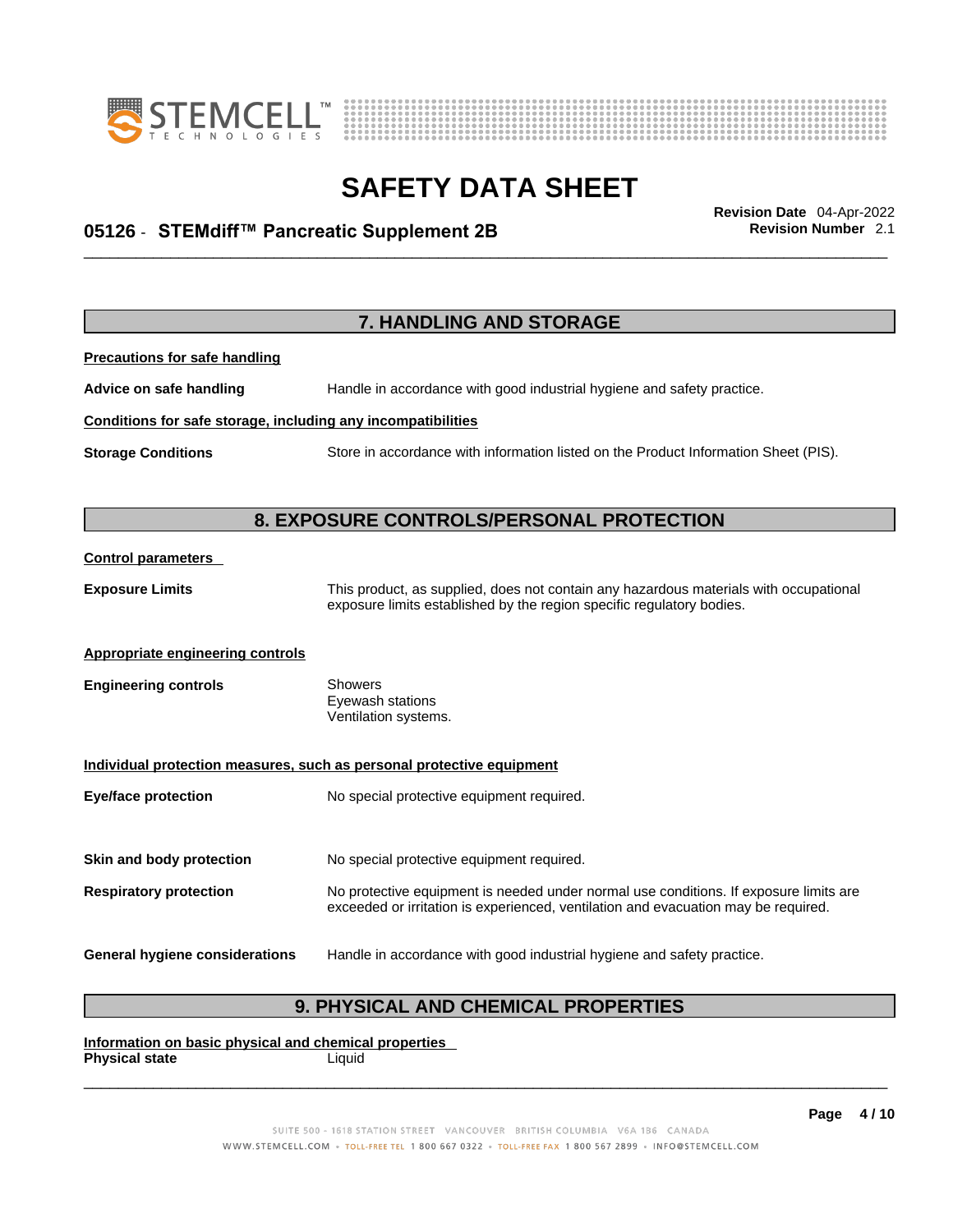## 7. HANDLING AND STORAGE

**Precautions for safe handling**

**Advice on safe handling** Handle in accordance with good industrial hygiene and safety practice.

**Conditions for safe storage, including any incompatibilities**

**Storage Conditions** Store in accordance with information listed on the Product Information Sheet (PIS).

## 8. EXPOSURE CONTROLS/PERSONAL PROTECTION

**Control parameters**

**Exposure Limits** This product, as supplied, does not contain any hazardous materials with occupational exposure limits established by the region specific regulatory bodies.

**Appropriate engineering controls**

**Engineering controls**
- Showers
- Eyewash stations
- Ventilation systems.

**Individual protection measures, such as personal protective equipment**

**Eye/face protection** No special protective equipment required.

**Skin and body protection** No special protective equipment required.

**Respiratory protection** No protective equipment is needed under normal use conditions. If exposure limits are exceeded or irritation is experienced, ventilation and evacuation may be required.

**General hygiene considerations** Handle in accordance with good industrial hygiene and safety practice.

## 9. PHYSICAL AND CHEMICAL PROPERTIES

**Information on basic physical and chemical properties**

**Physical state** Liquid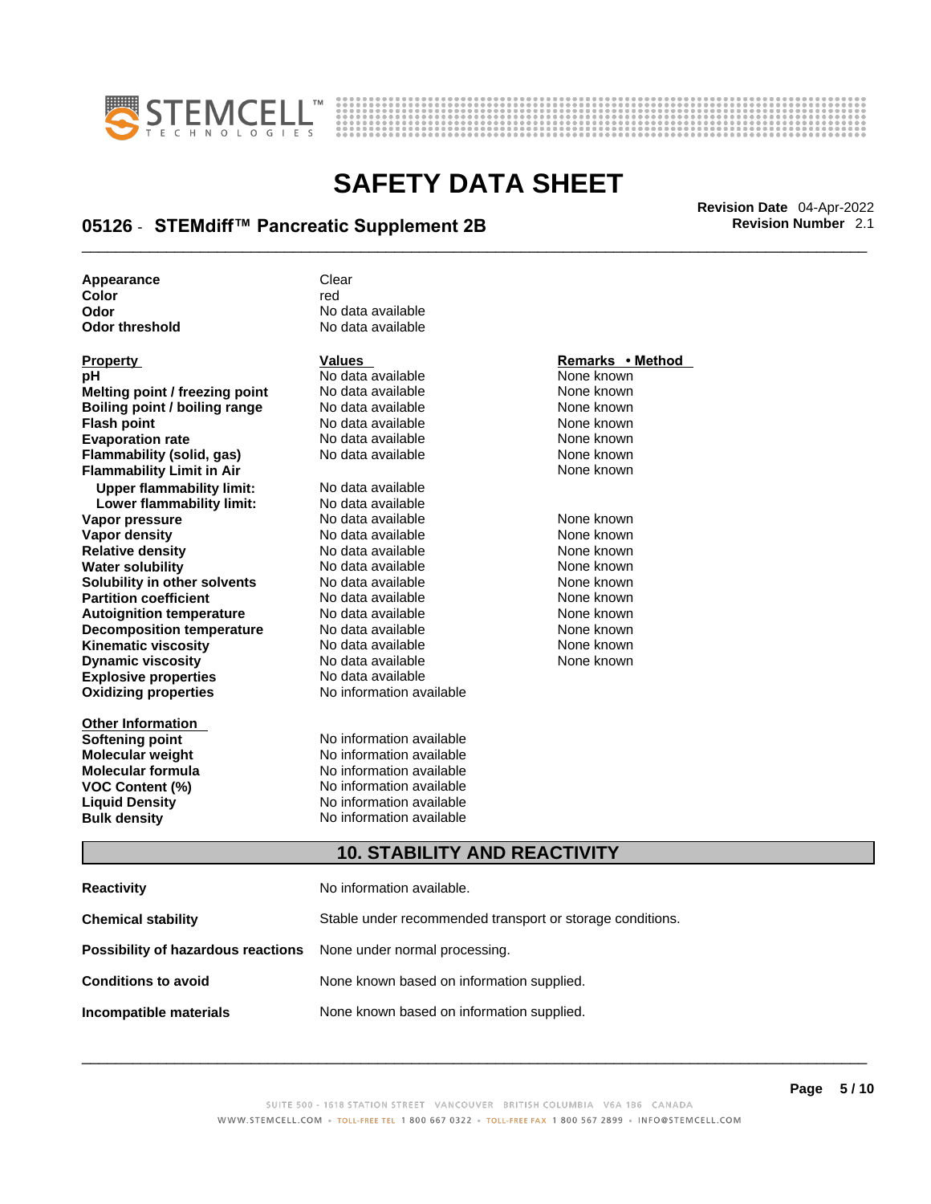| | |
|---|---|
| **Appearance** | Clear |
| **Color** | red |
| **Odor** | No data available |
| **Odor threshold** | No data available |

| **Property** | **Values** | **Remarks • Method** |
|---|---|---|
| **pH** | No data available | None known |
| **Melting point / freezing point** | No data available | None known |
| **Boiling point / boiling range** | No data available | None known |
| **Flash point** | No data available | None known |
| **Evaporation rate** | No data available | None known |
| **Flammability (solid, gas)** | No data available | None known |
| **Flammability Limit in Air** | | None known |
| **Upper flammability limit:** | No data available | |
| **Lower flammability limit:** | No data available | |
| **Vapor pressure** | No data available | None known |
| **Vapor density** | No data available | None known |
| **Relative density** | No data available | None known |
| **Water solubility** | No data available | None known |
| **Solubility in other solvents** | No data available | None known |
| **Partition coefficient** | No data available | None known |
| **Autoignition temperature** | No data available | None known |
| **Decomposition temperature** | No data available | None known |
| **Kinematic viscosity** | No data available | None known |
| **Dynamic viscosity** | No data available | None known |
| **Explosive properties** | No data available | |
| **Oxidizing properties** | No information available | |

| **Other Information** | |
|---|---|
| **Softening point** | No information available |
| **Molecular weight** | No information available |
| **Molecular formula** | No information available |
| **VOC Content (%)** | No information available |
| **Liquid Density** | No information available |
| **Bulk density** | No information available |

## 10. STABILITY AND REACTIVITY

| | |
|---|---|
| **Reactivity** | No information available. |
| **Chemical stability** | Stable under recommended transport or storage conditions. |
| **Possibility of hazardous reactions** | None under normal processing. |
| **Conditions to avoid** | None known based on information supplied. |
| **Incompatible materials** | None known based on information supplied. |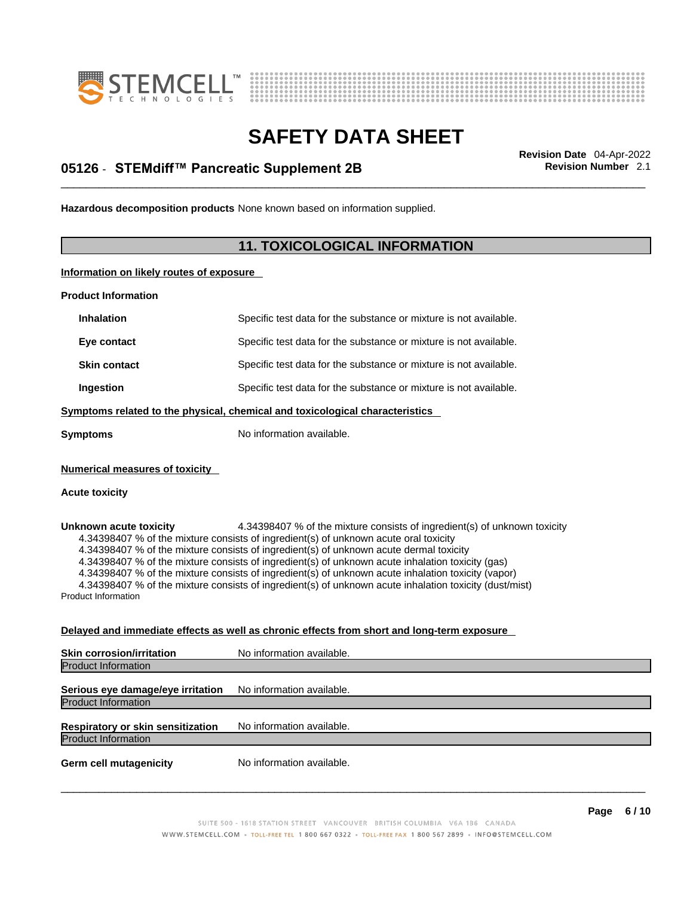**Hazardous decomposition products** None known based on information supplied.

## 11. TOXICOLOGICAL INFORMATION

**Information on likely routes of exposure**

**Product Information**

| | |
|---|---|
| **Inhalation** | Specific test data for the substance or mixture is not available. |
| **Eye contact** | Specific test data for the substance or mixture is not available. |
| **Skin contact** | Specific test data for the substance or mixture is not available. |
| **Ingestion** | Specific test data for the substance or mixture is not available. |

**Symptoms related to the physical, chemical and toxicological characteristics**

**Symptoms** No information available.

**Numerical measures of toxicity**

**Acute toxicity**

**Unknown acute toxicity** 4.34398407 % of the mixture consists of ingredient(s) of unknown toxicity

4.34398407 % of the mixture consists of ingredient(s) of unknown acute oral toxicity
4.34398407 % of the mixture consists of ingredient(s) of unknown acute dermal toxicity
4.34398407 % of the mixture consists of ingredient(s) of unknown acute inhalation toxicity (gas)
4.34398407 % of the mixture consists of ingredient(s) of unknown acute inhalation toxicity (vapor)
4.34398407 % of the mixture consists of ingredient(s) of unknown acute inhalation toxicity (dust/mist)

Product Information

**Delayed and immediate effects as well as chronic effects from short and long-term exposure**

**Skin corrosion/irritation** No information available.

Product Information

**Serious eye damage/eye irritation** No information available.

Product Information

**Respiratory or skin sensitization** No information available.

Product Information

**Germ cell mutagenicity** No information available.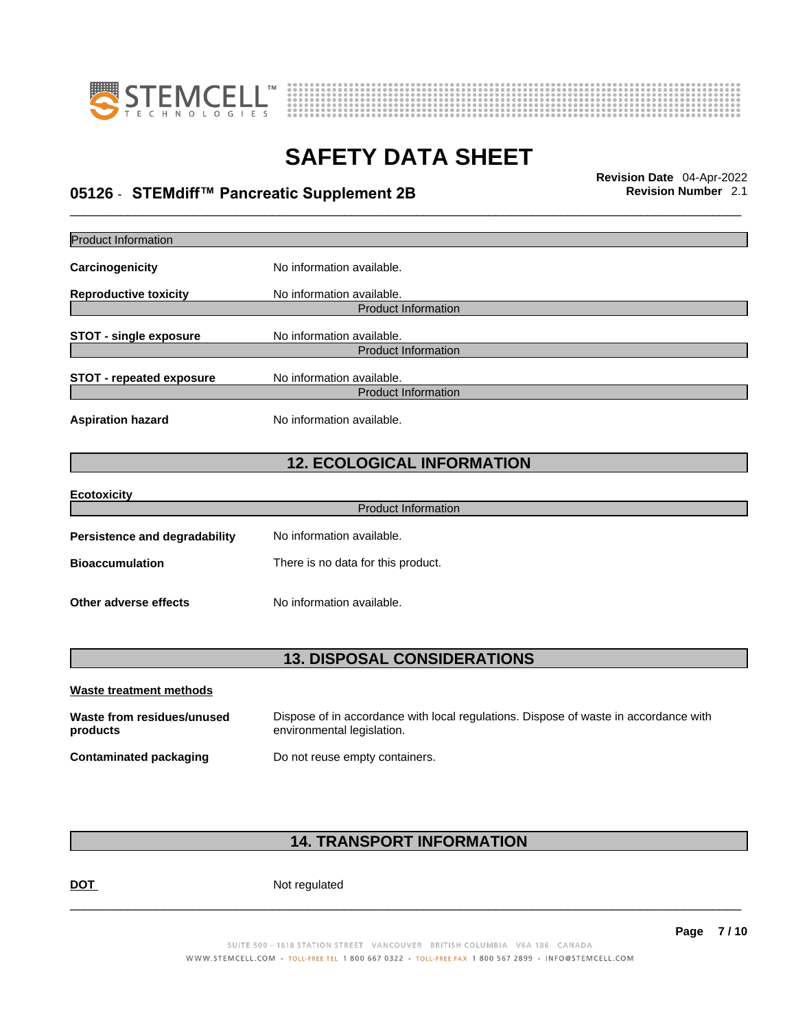Product Information

**Carcinogenicity** No information available.

**Reproductive toxicity** No information available.

Product Information

**STOT - single exposure** No information available.

Product Information

**STOT - repeated exposure** No information available.

Product Information

**Aspiration hazard** No information available.

## 12. ECOLOGICAL INFORMATION

**Ecotoxicity**

Product Information

**Persistence and degradability** No information available.

**Bioaccumulation** There is no data for this product.

**Other adverse effects** No information available.

## 13. DISPOSAL CONSIDERATIONS

**Waste treatment methods**

**Waste from residues/unused products** Dispose of in accordance with local regulations. Dispose of waste in accordance with environmental legislation.

**Contaminated packaging** Do not reuse empty containers.

## 14. TRANSPORT INFORMATION

**DOT** Not regulated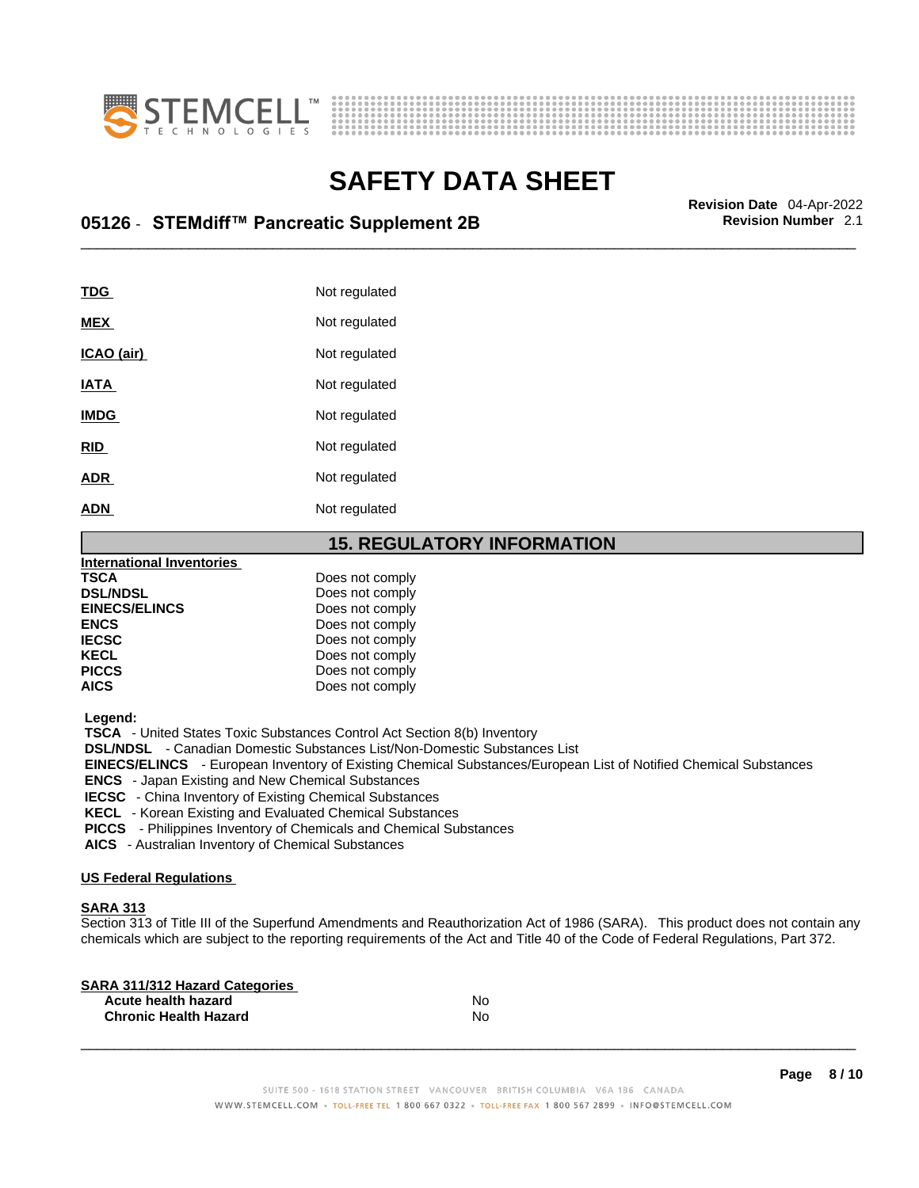| | |
|---|---|
| **TDG** | Not regulated |
| **MEX** | Not regulated |
| **ICAO (air)** | Not regulated |
| **IATA** | Not regulated |
| **IMDG** | Not regulated |
| **RID** | Not regulated |
| **ADR** | Not regulated |
| **ADN** | Not regulated |

## 15. REGULATORY INFORMATION

**International Inventories**

| | |
|---|---|
| **TSCA** | Does not comply |
| **DSL/NDSL** | Does not comply |
| **EINECS/ELINCS** | Does not comply |
| **ENCS** | Does not comply |
| **IECSC** | Does not comply |
| **KECL** | Does not comply |
| **PICCS** | Does not comply |
| **AICS** | Does not comply |

**Legend:**

**TSCA** - United States Toxic Substances Control Act Section 8(b) Inventory
**DSL/NDSL** - Canadian Domestic Substances List/Non-Domestic Substances List
**EINECS/ELINCS** - European Inventory of Existing Chemical Substances/European List of Notified Chemical Substances
**ENCS** - Japan Existing and New Chemical Substances
**IECSC** - China Inventory of Existing Chemical Substances
**KECL** - Korean Existing and Evaluated Chemical Substances
**PICCS** - Philippines Inventory of Chemicals and Chemical Substances
**AICS** - Australian Inventory of Chemical Substances

**US Federal Regulations**

**SARA 313**

Section 313 of Title III of the Superfund Amendments and Reauthorization Act of 1986 (SARA). This product does not contain any chemicals which are subject to the reporting requirements of the Act and Title 40 of the Code of Federal Regulations, Part 372.

**SARA 311/312 Hazard Categories**

| | |
|---|---|
| **Acute health hazard** | No |
| **Chronic Health Hazard** | No |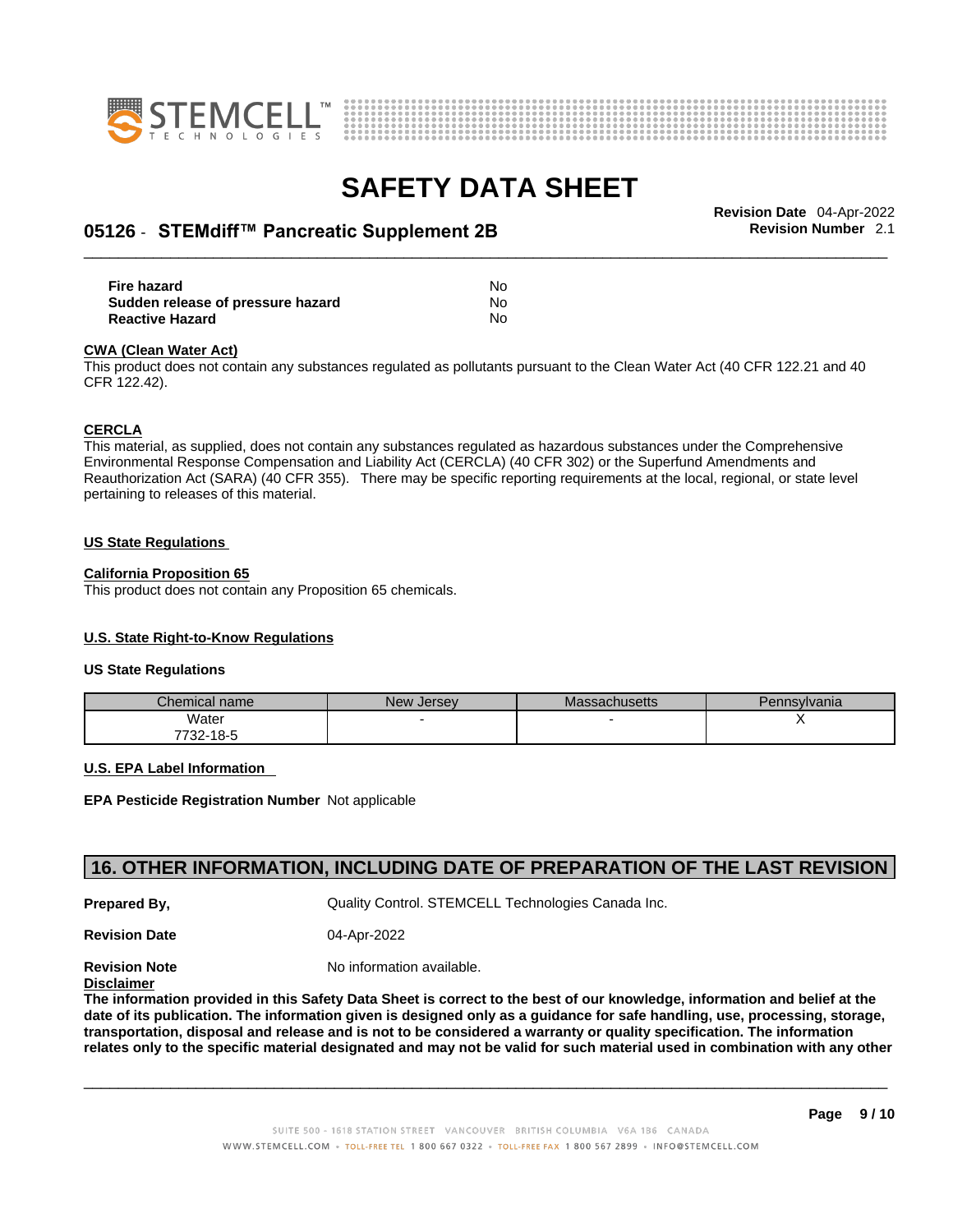| | |
|---|---|
| **Fire hazard** | No |
| **Sudden release of pressure hazard** | No |
| **Reactive Hazard** | No |

**CWA (Clean Water Act)**
This product does not contain any substances regulated as pollutants pursuant to the Clean Water Act (40 CFR 122.21 and 40 CFR 122.42).

**CERCLA**
This material, as supplied, does not contain any substances regulated as hazardous substances under the Comprehensive Environmental Response Compensation and Liability Act (CERCLA) (40 CFR 302) or the Superfund Amendments and Reauthorization Act (SARA) (40 CFR 355). There may be specific reporting requirements at the local, regional, or state level pertaining to releases of this material.

**US State Regulations**

**California Proposition 65**
This product does not contain any Proposition 65 chemicals.

**U.S. State Right-to-Know Regulations**

**US State Regulations**

| Chemical name | New Jersey | Massachusetts | Pennsylvania |
|---|---|---|---|
| Water<br>7732-18-5 | - | - | X |

**U.S. EPA Label Information**

**EPA Pesticide Registration Number** Not applicable

## 16. OTHER INFORMATION, INCLUDING DATE OF PREPARATION OF THE LAST REVISION

**Prepared By,** Quality Control. STEMCELL Technologies Canada Inc.

**Revision Date** 04-Apr-2022

**Revision Note** No information available.

**Disclaimer**
**The information provided in this Safety Data Sheet is correct to the best of our knowledge, information and belief at the date of its publication. The information given is designed only as a guidance for safe handling, use, processing, storage, transportation, disposal and release and is not to be considered a warranty or quality specification. The information relates only to the specific material designated and may not be valid for such material used in combination with any other**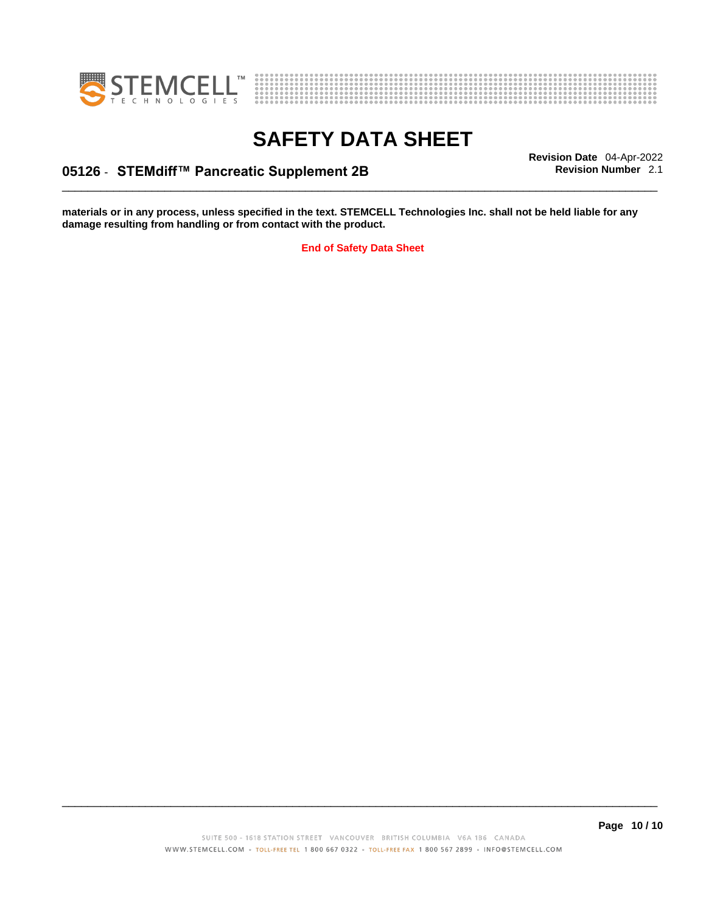**materials or in any process, unless specified in the text. STEMCELL Technologies Inc. shall not be held liable for any damage resulting from handling or from contact with the product.**

**End of Safety Data Sheet**